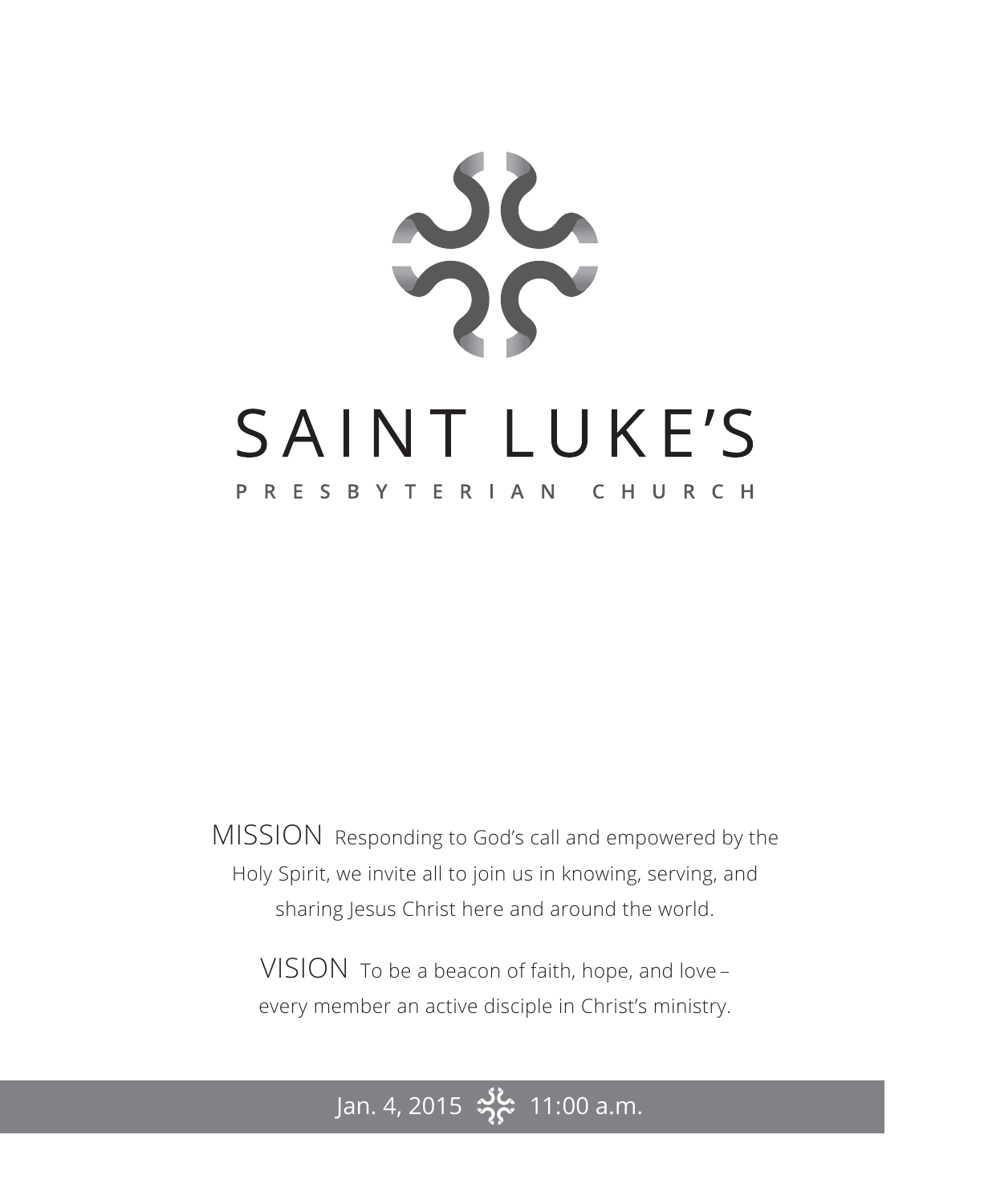# SAINT LUKE'S

## PRESBYTERIAN CHURCH

MISSION Responding to God's call and empowered by the Holy Spirit, we invite all to join us in knowing, serving, and sharing Jesus Christ here and around the world.

VISION To be a beacon of faith, hope, and love – every member an active disciple in Christ's ministry.

Jan. 4, 2015 11:00 a.m.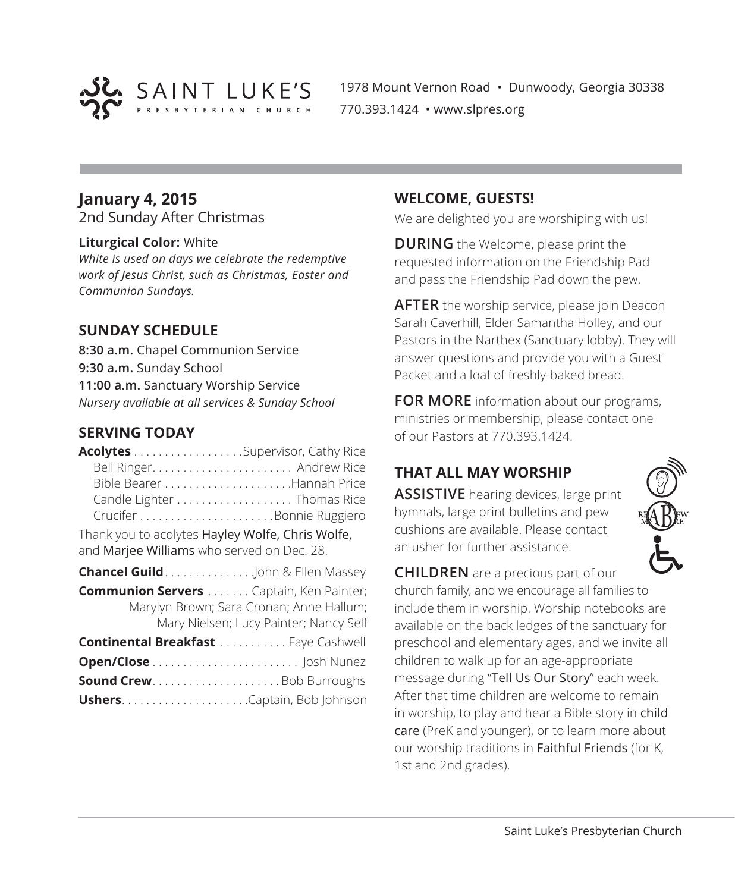SAINT LUKE'S PRESBYTERIAN CHURCH

1978 Mount Vernon Road • Dunwoody, Georgia 30338
770.393.1424 • www.slpres.org

## January 4, 2015

2nd Sunday After Christmas

**Liturgical Color:** White
*White is used on days we celebrate the redemptive work of Jesus Christ, such as Christmas, Easter and Communion Sundays.*

### SUNDAY SCHEDULE

**8:30 a.m.** Chapel Communion Service
**9:30 a.m.** Sunday School
**11:00 a.m.** Sanctuary Worship Service
*Nursery available at all services & Sunday School*

### SERVING TODAY

**Acolytes** . . . . . . . . . . . . . . . . . .Supervisor, Cathy Rice
Bell Ringer. . . . . . . . . . . . . . . . . . . . . . . Andrew Rice
Bible Bearer . . . . . . . . . . . . . . . . . . . . .Hannah Price
Candle Lighter . . . . . . . . . . . . . . . . . . . Thomas Rice
Crucifer . . . . . . . . . . . . . . . . . . . . . .Bonnie Ruggiero

Thank you to acolytes Hayley Wolfe, Chris Wolfe, and Marjee Williams who served on Dec. 28.

**Chancel Guild**. . . . . . . . . . . . . . .John & Ellen Massey
**Communion Servers** . . . . . . . Captain, Ken Painter; Marylyn Brown; Sara Cronan; Anne Hallum; Mary Nielsen; Lucy Painter; Nancy Self
**Continental Breakfast** . . . . . . . . . . . Faye Cashwell
**Open/Close** . . . . . . . . . . . . . . . . . . . . . . . . Josh Nunez
**Sound Crew**. . . . . . . . . . . . . . . . . . . . . Bob Burroughs
**Ushers**. . . . . . . . . . . . . . . . . . . . .Captain, Bob Johnson

### WELCOME, GUESTS!

We are delighted you are worshiping with us!

**DURING** the Welcome, please print the requested information on the Friendship Pad and pass the Friendship Pad down the pew.

**AFTER** the worship service, please join Deacon Sarah Caverhill, Elder Samantha Holley, and our Pastors in the Narthex (Sanctuary lobby). They will answer questions and provide you with a Guest Packet and a loaf of freshly-baked bread.

**FOR MORE** information about our programs, ministries or membership, please contact one of our Pastors at 770.393.1424.

### THAT ALL MAY WORSHIP

**ASSISTIVE** hearing devices, large print hymnals, large print bulletins and pew cushions are available. Please contact an usher for further assistance.

**CHILDREN** are a precious part of our church family, and we encourage all families to include them in worship. Worship notebooks are available on the back ledges of the sanctuary for preschool and elementary ages, and we invite all children to walk up for an age-appropriate message during "Tell Us Our Story" each week. After that time children are welcome to remain in worship, to play and hear a Bible story in child care (PreK and younger), or to learn more about our worship traditions in Faithful Friends (for K, 1st and 2nd grades).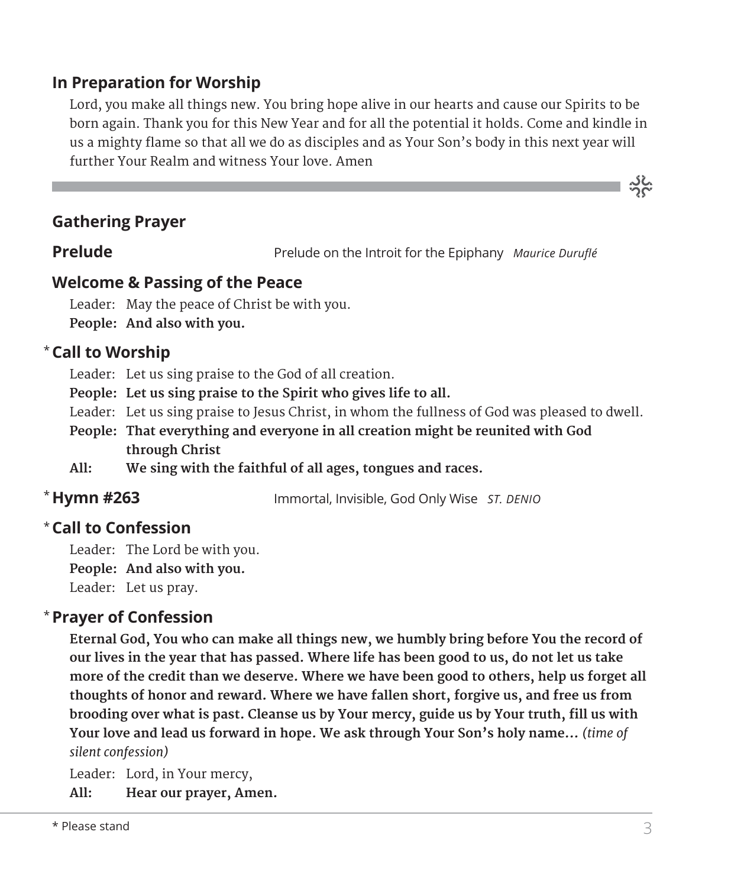## In Preparation for Worship

Lord, you make all things new. You bring hope alive in our hearts and cause our Spirits to be born again. Thank you for this New Year and for all the potential it holds. Come and kindle in us a mighty flame so that all we do as disciples and as Your Son's body in this next year will further Your Realm and witness Your love. Amen

---

## Gathering Prayer

**Prelude** — Prelude on the Introit for the Epiphany *Maurice Duruflé*

### Welcome & Passing of the Peace

Leader: May the peace of Christ be with you.
**People: And also with you.**

### * Call to Worship

Leader: Let us sing praise to the God of all creation.
**People: Let us sing praise to the Spirit who gives life to all.**
Leader: Let us sing praise to Jesus Christ, in whom the fullness of God was pleased to dwell.
**People: That everything and everyone in all creation might be reunited with God through Christ**
**All: We sing with the faithful of all ages, tongues and races.**

### * Hymn #263 — Immortal, Invisible, God Only Wise *ST. DENIO*

### * Call to Confession

Leader: The Lord be with you.
**People: And also with you.**
Leader: Let us pray.

### * Prayer of Confession

**Eternal God, You who can make all things new, we humbly bring before You the record of our lives in the year that has passed. Where life has been good to us, do not let us take more of the credit than we deserve. Where we have been good to others, help us forget all thoughts of honor and reward. Where we have fallen short, forgive us, and free us from brooding over what is past. Cleanse us by Your mercy, guide us by Your truth, fill us with Your love and lead us forward in hope. We ask through Your Son's holy name…** *(time of silent confession)*

Leader: Lord, in Your mercy,
**All: Hear our prayer, Amen.**

* Please stand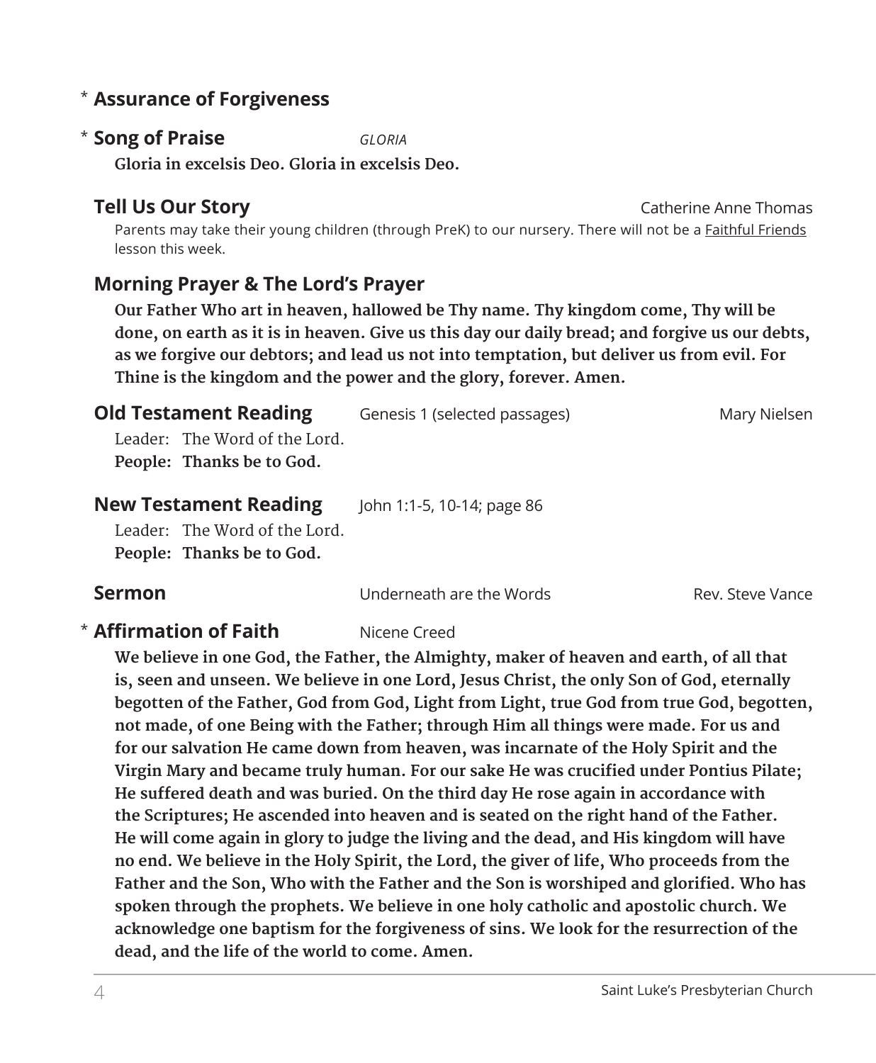\* **Assurance of Forgiveness**

\* **Song of Praise** *GLORIA*

**Gloria in excelsis Deo. Gloria in excelsis Deo.**

**Tell Us Our Story** Catherine Anne Thomas

Parents may take their young children (through PreK) to our nursery. There will not be a Faithful Friends lesson this week.

**Morning Prayer & The Lord's Prayer**

**Our Father Who art in heaven, hallowed be Thy name. Thy kingdom come, Thy will be done, on earth as it is in heaven. Give us this day our daily bread; and forgive us our debts, as we forgive our debtors; and lead us not into temptation, but deliver us from evil. For Thine is the kingdom and the power and the glory, forever. Amen.**

**Old Testament Reading** Genesis 1 (selected passages) Mary Nielsen

Leader: The Word of the Lord.
**People: Thanks be to God.**

**New Testament Reading** John 1:1-5, 10-14; page 86

Leader: The Word of the Lord.
**People: Thanks be to God.**

**Sermon** Underneath are the Words Rev. Steve Vance

\* **Affirmation of Faith** Nicene Creed

**We believe in one God, the Father, the Almighty, maker of heaven and earth, of all that is, seen and unseen. We believe in one Lord, Jesus Christ, the only Son of God, eternally begotten of the Father, God from God, Light from Light, true God from true God, begotten, not made, of one Being with the Father; through Him all things were made. For us and for our salvation He came down from heaven, was incarnate of the Holy Spirit and the Virgin Mary and became truly human. For our sake He was crucified under Pontius Pilate; He suffered death and was buried. On the third day He rose again in accordance with the Scriptures; He ascended into heaven and is seated on the right hand of the Father. He will come again in glory to judge the living and the dead, and His kingdom will have no end. We believe in the Holy Spirit, the Lord, the giver of life, Who proceeds from the Father and the Son, Who with the Father and the Son is worshiped and glorified. Who has spoken through the prophets. We believe in one holy catholic and apostolic church. We acknowledge one baptism for the forgiveness of sins. We look for the resurrection of the dead, and the life of the world to come. Amen.**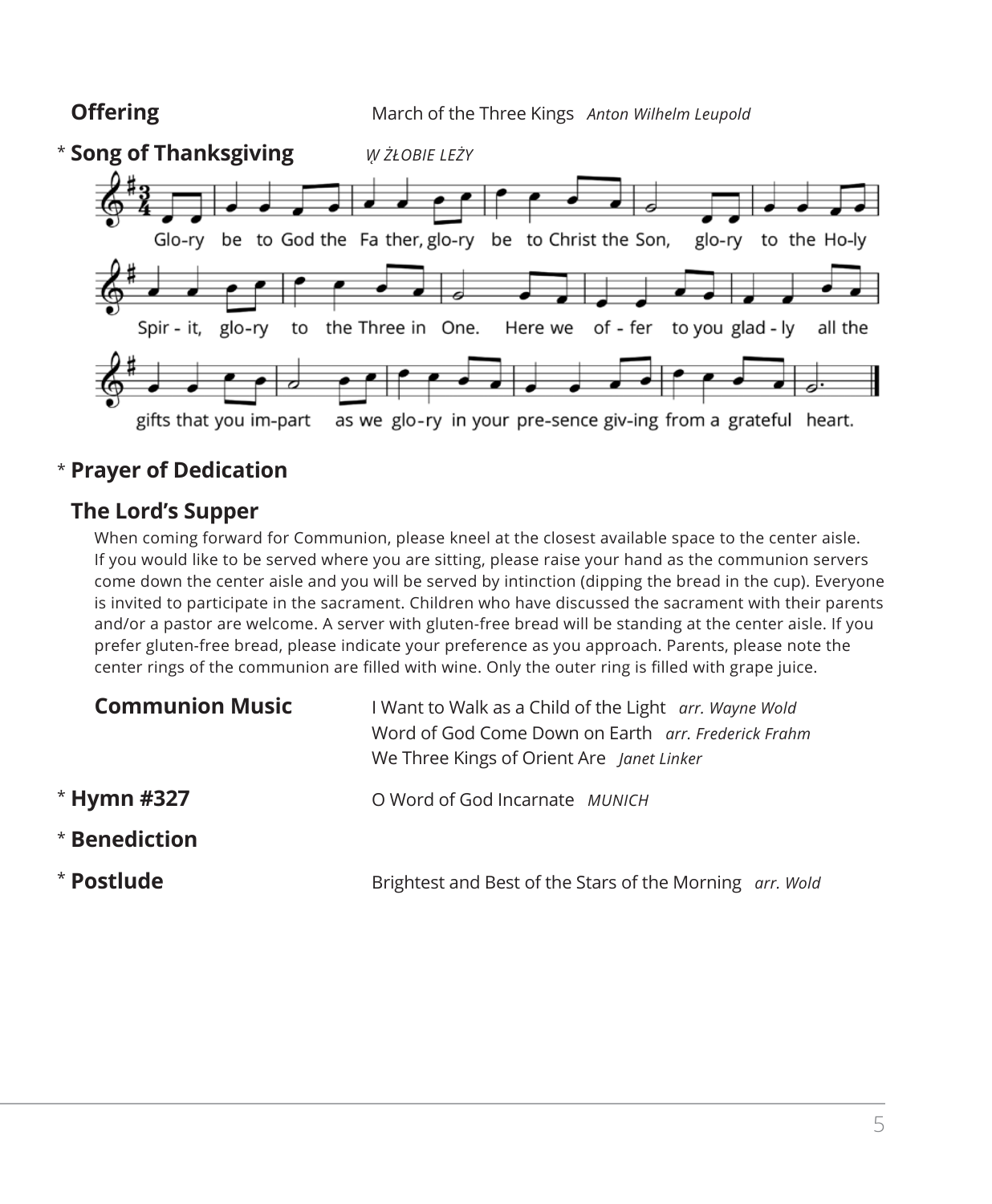**Offering** March of the Three Kings *Anton Wilhelm Leupold*

\* **Song of Thanksgiving** *W ŻŁOBIE LEŻY*

Glo-ry be to God the Fa ther, glo-ry be to Christ the Son, glo-ry to the Ho-ly Spir - it, glo-ry to the Three in One. Here we of - fer to you glad - ly all the gifts that you im-part as we glo-ry in your pre-sence giv-ing from a grateful heart.

\* **Prayer of Dedication**

**The Lord's Supper**

When coming forward for Communion, please kneel at the closest available space to the center aisle. If you would like to be served where you are sitting, please raise your hand as the communion servers come down the center aisle and you will be served by intinction (dipping the bread in the cup). Everyone is invited to participate in the sacrament. Children who have discussed the sacrament with their parents and/or a pastor are welcome. A server with gluten-free bread will be standing at the center aisle. If you prefer gluten-free bread, please indicate your preference as you approach. Parents, please note the center rings of the communion are filled with wine. Only the outer ring is filled with grape juice.

**Communion Music**
I Want to Walk as a Child of the Light *arr. Wayne Wold*
Word of God Come Down on Earth *arr. Frederick Frahm*
We Three Kings of Orient Are *Janet Linker*

\* **Hymn #327** O Word of God Incarnate *MUNICH*

\* **Benediction**

\* **Postlude** Brightest and Best of the Stars of the Morning *arr. Wold*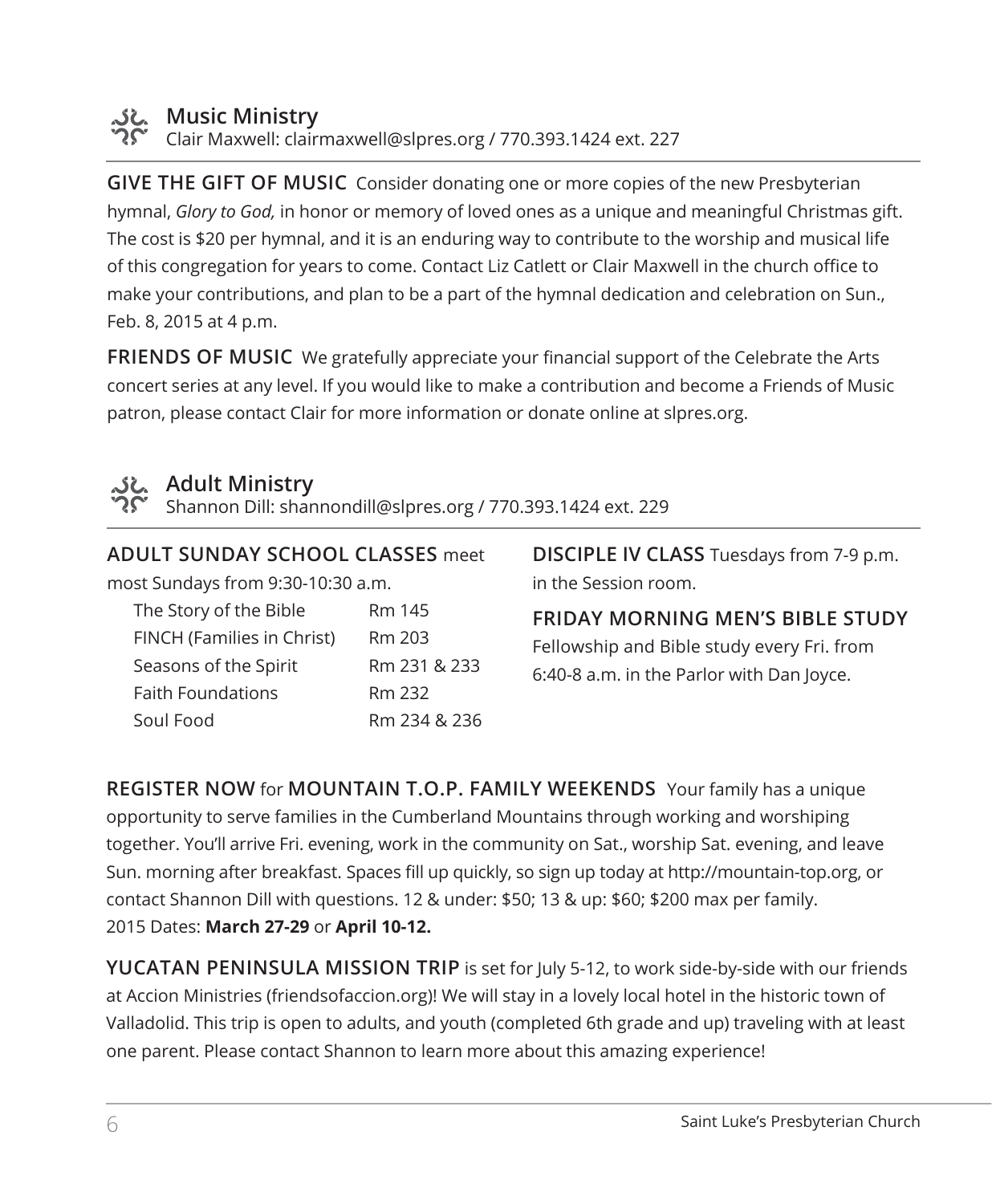## Music Ministry

Clair Maxwell: clairmaxwell@slpres.org / 770.393.1424 ext. 227

**GIVE THE GIFT OF MUSIC** Consider donating one or more copies of the new Presbyterian hymnal, *Glory to God,* in honor or memory of loved ones as a unique and meaningful Christmas gift. The cost is $20 per hymnal, and it is an enduring way to contribute to the worship and musical life of this congregation for years to come. Contact Liz Catlett or Clair Maxwell in the church office to make your contributions, and plan to be a part of the hymnal dedication and celebration on Sun., Feb. 8, 2015 at 4 p.m.

**FRIENDS OF MUSIC** We gratefully appreciate your financial support of the Celebrate the Arts concert series at any level. If you would like to make a contribution and become a Friends of Music patron, please contact Clair for more information or donate online at slpres.org.

## Adult Ministry

Shannon Dill: shannondill@slpres.org / 770.393.1424 ext. 229

**ADULT SUNDAY SCHOOL CLASSES** meet most Sundays from 9:30-10:30 a.m.

| Class | Room |
|---|---|
| The Story of the Bible | Rm 145 |
| FINCH (Families in Christ) | Rm 203 |
| Seasons of the Spirit | Rm 231 & 233 |
| Faith Foundations | Rm 232 |
| Soul Food | Rm 234 & 236 |

**DISCIPLE IV CLASS** Tuesdays from 7-9 p.m. in the Session room.

**FRIDAY MORNING MEN'S BIBLE STUDY**
Fellowship and Bible study every Fri. from 6:40-8 a.m. in the Parlor with Dan Joyce.

**REGISTER NOW** for **MOUNTAIN T.O.P. FAMILY WEEKENDS** Your family has a unique opportunity to serve families in the Cumberland Mountains through working and worshiping together. You'll arrive Fri. evening, work in the community on Sat., worship Sat. evening, and leave Sun. morning after breakfast. Spaces fill up quickly, so sign up today at http://mountain-top.org, or contact Shannon Dill with questions. 12 & under: $50; 13 & up: $60; $200 max per family.
2015 Dates: **March 27-29** or **April 10-12.**

**YUCATAN PENINSULA MISSION TRIP** is set for July 5-12, to work side-by-side with our friends at Accion Ministries (friendsofaccion.org)! We will stay in a lovely local hotel in the historic town of Valladolid. This trip is open to adults, and youth (completed 6th grade and up) traveling with at least one parent. Please contact Shannon to learn more about this amazing experience!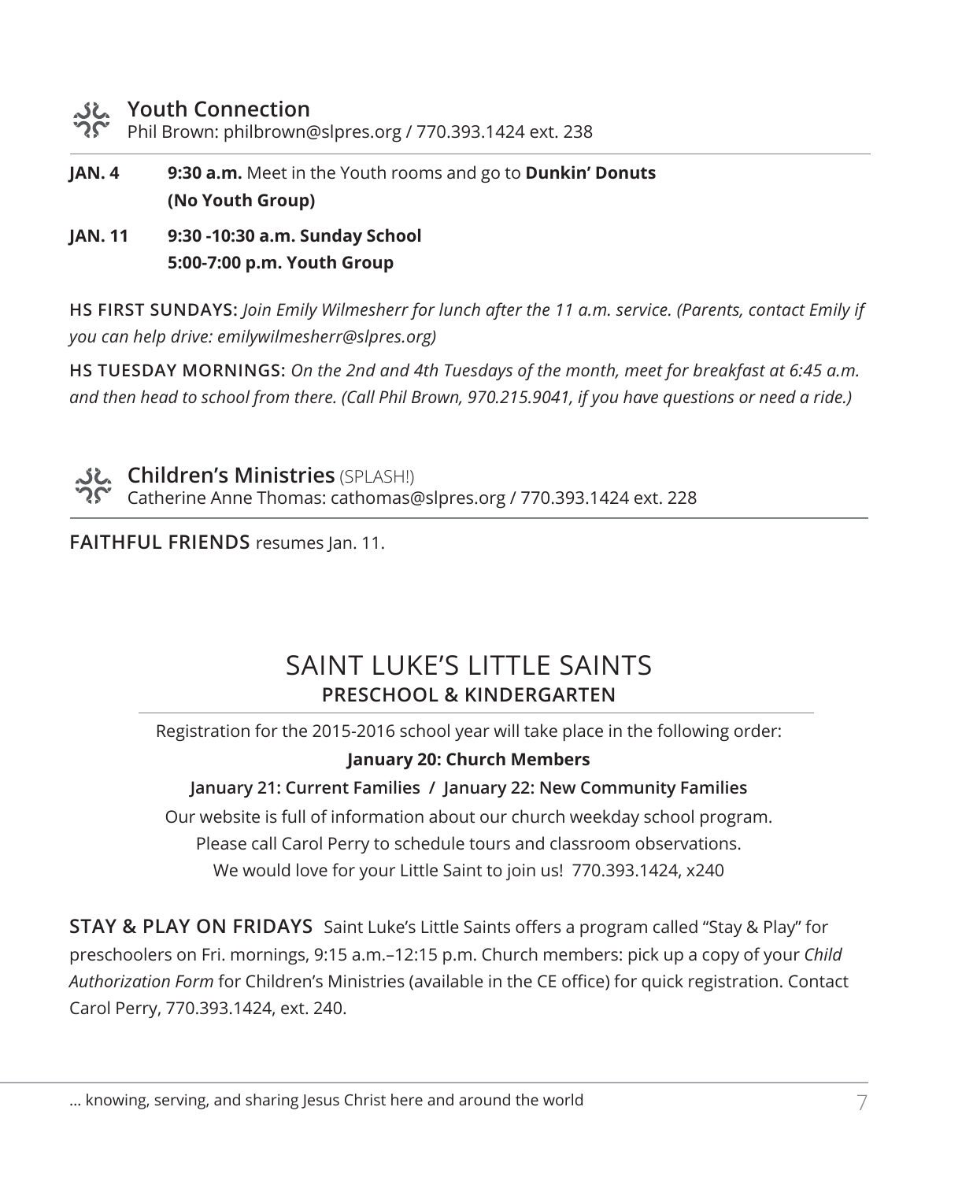## Youth Connection

Phil Brown: philbrown@slpres.org / 770.393.1424 ext. 238

**JAN. 4** **9:30 a.m.** Meet in the Youth rooms and go to **Dunkin' Donuts (No Youth Group)**

**JAN. 11** **9:30 -10:30 a.m. Sunday School**
**5:00-7:00 p.m. Youth Group**

**HS FIRST SUNDAYS:** *Join Emily Wilmesherr for lunch after the 11 a.m. service. (Parents, contact Emily if you can help drive: emilywilmesherr@slpres.org)*

**HS TUESDAY MORNINGS:** *On the 2nd and 4th Tuesdays of the month, meet for breakfast at 6:45 a.m. and then head to school from there. (Call Phil Brown, 970.215.9041, if you have questions or need a ride.)*

## Children's Ministries (SPLASH!)

Catherine Anne Thomas: cathomas@slpres.org / 770.393.1424 ext. 228

**FAITHFUL FRIENDS** resumes Jan. 11.

# SAINT LUKE'S LITTLE SAINTS

### PRESCHOOL & KINDERGARTEN

Registration for the 2015-2016 school year will take place in the following order:

**January 20: Church Members**

**January 21: Current Families / January 22: New Community Families**

Our website is full of information about our church weekday school program.
Please call Carol Perry to schedule tours and classroom observations.
We would love for your Little Saint to join us! 770.393.1424, x240

**STAY & PLAY ON FRIDAYS** Saint Luke's Little Saints offers a program called "Stay & Play" for preschoolers on Fri. mornings, 9:15 a.m.–12:15 p.m. Church members: pick up a copy of your *Child Authorization Form* for Children's Ministries (available in the CE office) for quick registration. Contact Carol Perry, 770.393.1424, ext. 240.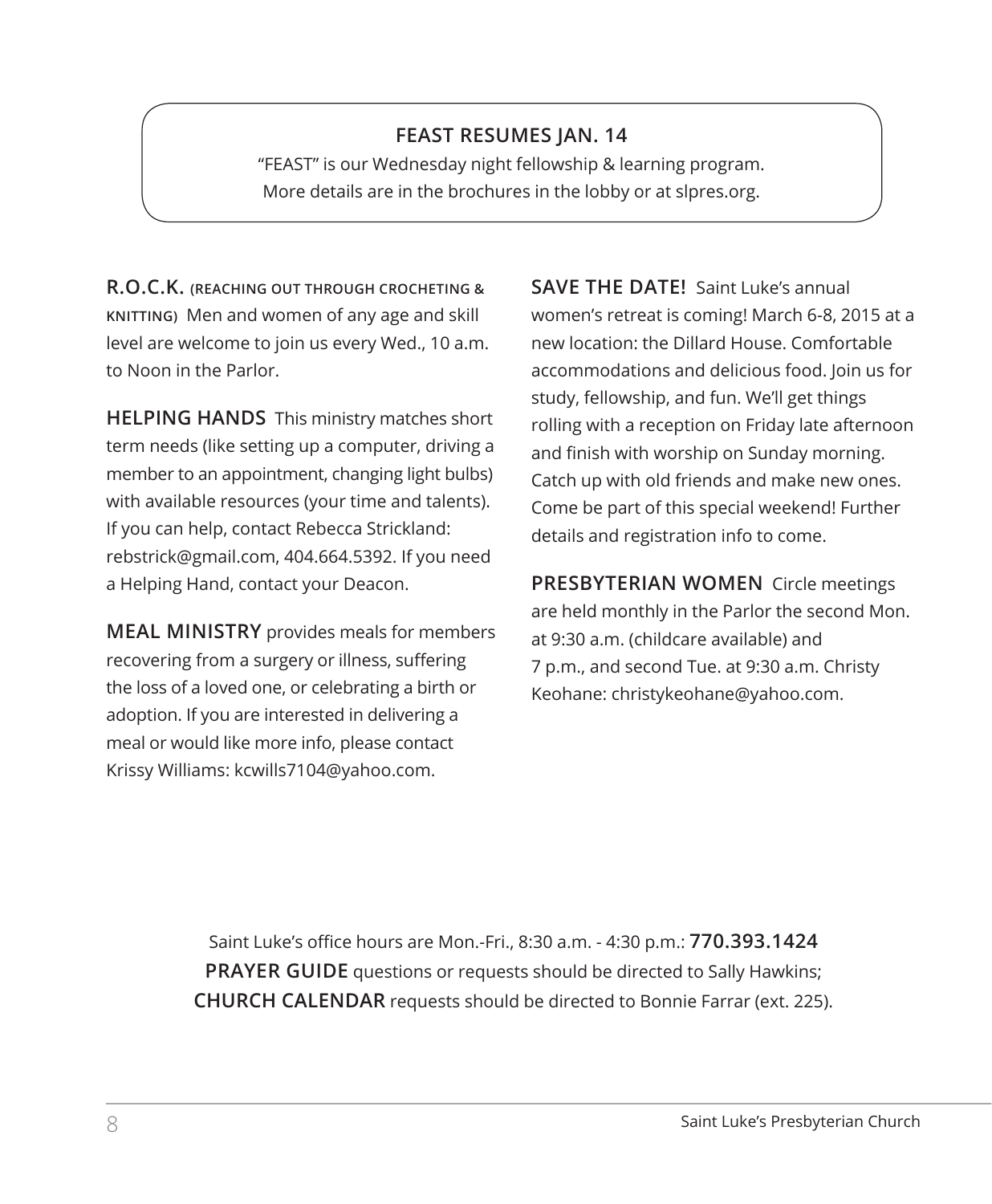## FEAST RESUMES JAN. 14

"FEAST" is our Wednesday night fellowship & learning program.
More details are in the brochures in the lobby or at slpres.org.

**R.O.C.K. (REACHING OUT THROUGH CROCHETING & KNITTING)** Men and women of any age and skill level are welcome to join us every Wed., 10 a.m. to Noon in the Parlor.

**HELPING HANDS** This ministry matches short term needs (like setting up a computer, driving a member to an appointment, changing light bulbs) with available resources (your time and talents). If you can help, contact Rebecca Strickland: rebstrick@gmail.com, 404.664.5392. If you need a Helping Hand, contact your Deacon.

**MEAL MINISTRY** provides meals for members recovering from a surgery or illness, suffering the loss of a loved one, or celebrating a birth or adoption. If you are interested in delivering a meal or would like more info, please contact Krissy Williams: kcwills7104@yahoo.com.

**SAVE THE DATE!** Saint Luke's annual women's retreat is coming! March 6-8, 2015 at a new location: the Dillard House. Comfortable accommodations and delicious food. Join us for study, fellowship, and fun. We'll get things rolling with a reception on Friday late afternoon and finish with worship on Sunday morning. Catch up with old friends and make new ones. Come be part of this special weekend! Further details and registration info to come.

**PRESBYTERIAN WOMEN** Circle meetings are held monthly in the Parlor the second Mon. at 9:30 a.m. (childcare available) and 7 p.m., and second Tue. at 9:30 a.m. Christy Keohane: christykeohane@yahoo.com.

Saint Luke's office hours are Mon.-Fri., 8:30 a.m. - 4:30 p.m.: **770.393.1424**
**PRAYER GUIDE** questions or requests should be directed to Sally Hawkins;
**CHURCH CALENDAR** requests should be directed to Bonnie Farrar (ext. 225).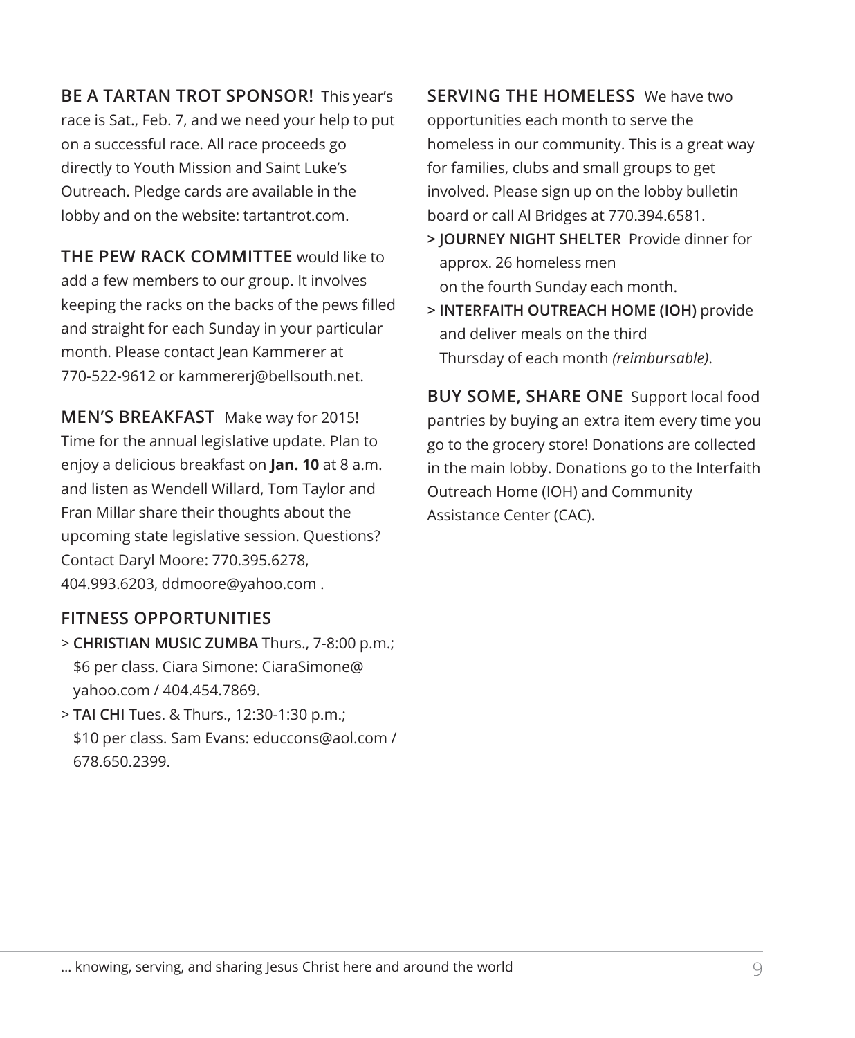**BE A TARTAN TROT SPONSOR!** This year's race is Sat., Feb. 7, and we need your help to put on a successful race. All race proceeds go directly to Youth Mission and Saint Luke's Outreach. Pledge cards are available in the lobby and on the website: tartantrot.com.

**THE PEW RACK COMMITTEE** would like to add a few members to our group. It involves keeping the racks on the backs of the pews filled and straight for each Sunday in your particular month. Please contact Jean Kammerer at 770-522-9612 or kammererj@bellsouth.net.

**MEN'S BREAKFAST** Make way for 2015! Time for the annual legislative update. Plan to enjoy a delicious breakfast on **Jan. 10** at 8 a.m. and listen as Wendell Willard, Tom Taylor and Fran Millar share their thoughts about the upcoming state legislative session. Questions? Contact Daryl Moore: 770.395.6278, 404.993.6203, ddmoore@yahoo.com .

**FITNESS OPPORTUNITIES**

> **CHRISTIAN MUSIC ZUMBA** Thurs., 7-8:00 p.m.; $6 per class. Ciara Simone: CiaraSimone@yahoo.com / 404.454.7869.

> **TAI CHI** Tues. & Thurs., 12:30-1:30 p.m.; $10 per class. Sam Evans: educcons@aol.com / 678.650.2399.

**SERVING THE HOMELESS** We have two opportunities each month to serve the homeless in our community. This is a great way for families, clubs and small groups to get involved. Please sign up on the lobby bulletin board or call Al Bridges at 770.394.6581.

> **JOURNEY NIGHT SHELTER** Provide dinner for approx. 26 homeless men on the fourth Sunday each month.

> **INTERFAITH OUTREACH HOME (IOH)** provide and deliver meals on the third Thursday of each month *(reimbursable)*.

**BUY SOME, SHARE ONE** Support local food pantries by buying an extra item every time you go to the grocery store! Donations are collected in the main lobby. Donations go to the Interfaith Outreach Home (IOH) and Community Assistance Center (CAC).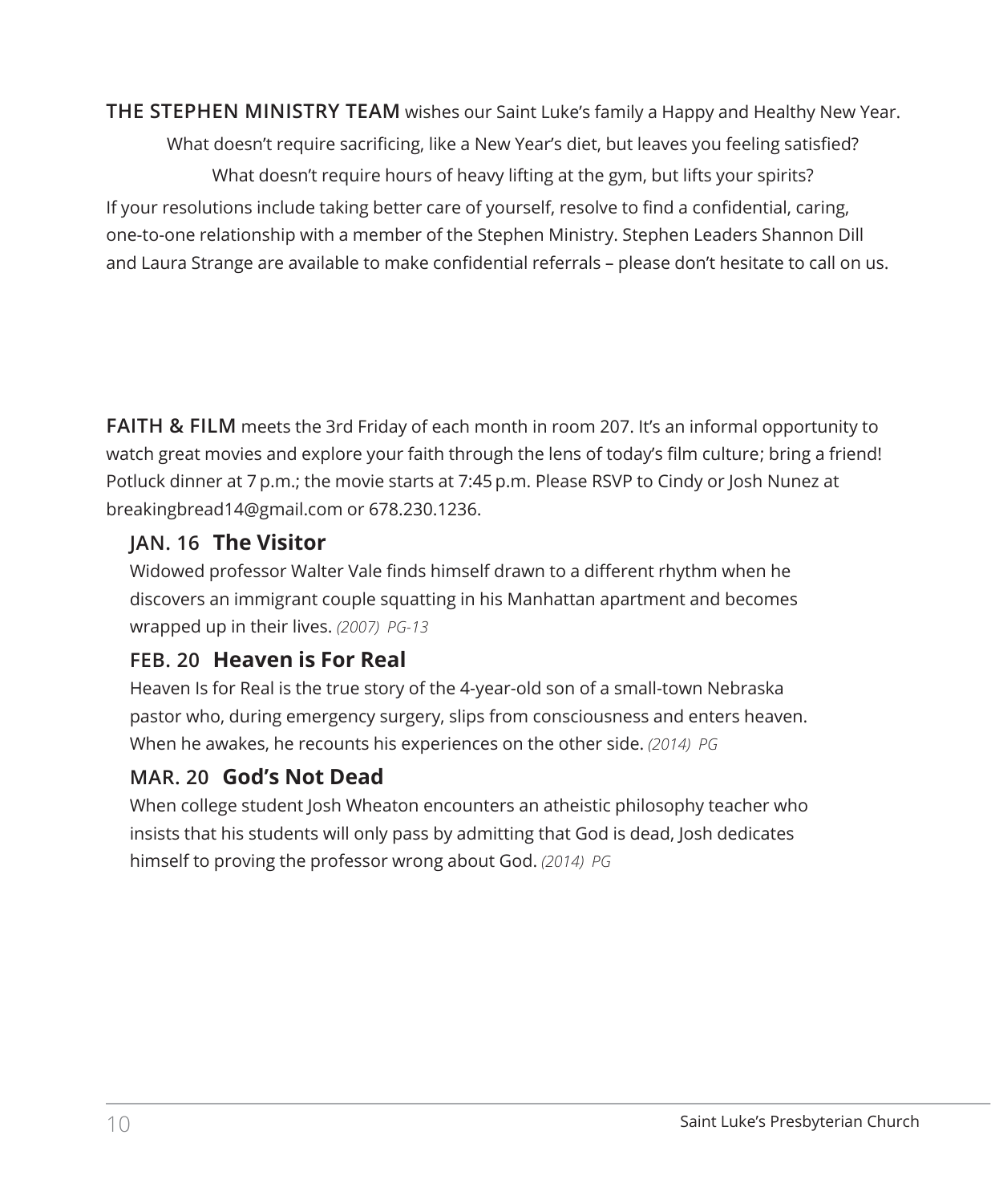**THE STEPHEN MINISTRY TEAM** wishes our Saint Luke's family a Happy and Healthy New Year.

What doesn't require sacrificing, like a New Year's diet, but leaves you feeling satisfied?

What doesn't require hours of heavy lifting at the gym, but lifts your spirits?

If your resolutions include taking better care of yourself, resolve to find a confidential, caring, one-to-one relationship with a member of the Stephen Ministry. Stephen Leaders Shannon Dill and Laura Strange are available to make confidential referrals – please don't hesitate to call on us.

**FAITH & FILM** meets the 3rd Friday of each month in room 207. It's an informal opportunity to watch great movies and explore your faith through the lens of today's film culture; bring a friend! Potluck dinner at 7 p.m.; the movie starts at 7:45 p.m. Please RSVP to Cindy or Josh Nunez at breakingbread14@gmail.com or 678.230.1236.

### JAN. 16 **The Visitor**

Widowed professor Walter Vale finds himself drawn to a different rhythm when he discovers an immigrant couple squatting in his Manhattan apartment and becomes wrapped up in their lives. *(2007) PG-13*

### FEB. 20 **Heaven is For Real**

Heaven Is for Real is the true story of the 4-year-old son of a small-town Nebraska pastor who, during emergency surgery, slips from consciousness and enters heaven. When he awakes, he recounts his experiences on the other side. *(2014) PG*

### MAR. 20 **God's Not Dead**

When college student Josh Wheaton encounters an atheistic philosophy teacher who insists that his students will only pass by admitting that God is dead, Josh dedicates himself to proving the professor wrong about God. *(2014) PG*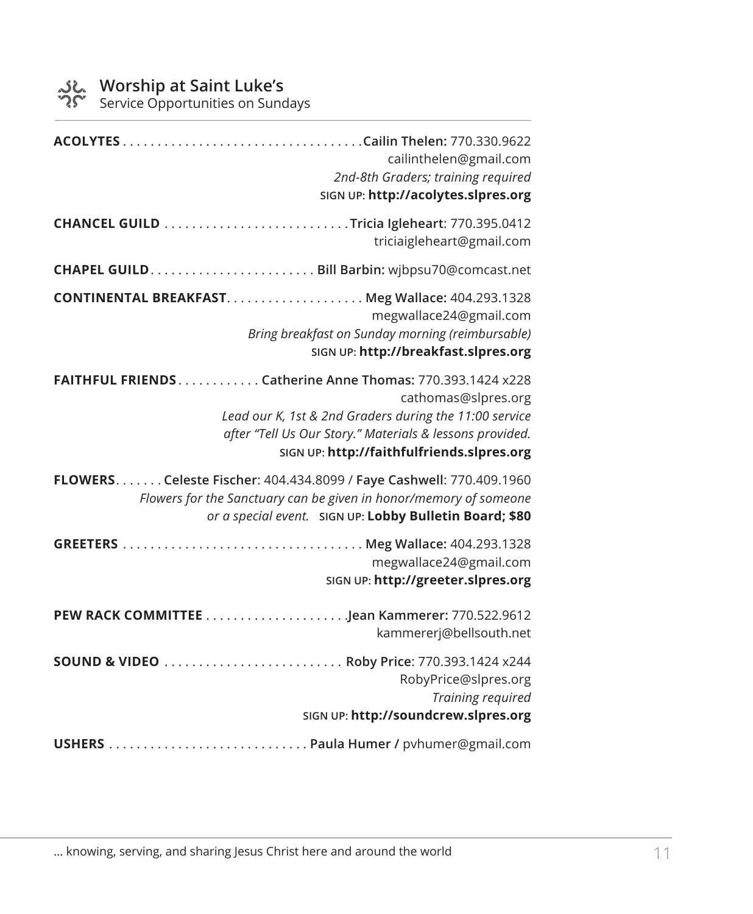## Worship at Saint Luke's

Service Opportunities on Sundays

**ACOLYTES** . . . . . . . . . . . . . . . . . . . . . . . . . . . . . . . . . . **Cailin Thelen:** 770.330.9622
cailinthelen@gmail.com
*2nd-8th Graders; training required*
SIGN UP: **http://acolytes.slpres.org**

**CHANCEL GUILD** . . . . . . . . . . . . . . . . . . . . . . . . . . **Tricia Igleheart**: 770.395.0412
triciaigleheart@gmail.com

**CHAPEL GUILD**. . . . . . . . . . . . . . . . . . . . . . . . **Bill Barbin:** wjbpsu70@comcast.net

**CONTINENTAL BREAKFAST**. . . . . . . . . . . . . . . . . . . . **Meg Wallace:** 404.293.1328
megwallace24@gmail.com
*Bring breakfast on Sunday morning (reimbursable)*
SIGN UP: **http://breakfast.slpres.org**

**FAITHFUL FRIENDS**. . . . . . . . . . . . **Catherine Anne Thomas:** 770.393.1424 x228
cathomas@slpres.org
*Lead our K, 1st & 2nd Graders during the 11:00 service after "Tell Us Our Story." Materials & lessons provided.*
SIGN UP: **http://faithfulfriends.slpres.org**

**FLOWERS**. . . . . . . **Celeste Fischer**: 404.434.8099 / **Faye Cashwell**: 770.409.1960
*Flowers for the Sanctuary can be given in honor/memory of someone or a special event.* SIGN UP: **Lobby Bulletin Board; $80**

**GREETERS** . . . . . . . . . . . . . . . . . . . . . . . . . . . . . . . . . . **Meg Wallace:** 404.293.1328
megwallace24@gmail.com
SIGN UP: **http://greeter.slpres.org**

**PEW RACK COMMITTEE** . . . . . . . . . . . . . . . . . . . . **Jean Kammerer:** 770.522.9612
kammererj@bellsouth.net

**SOUND & VIDEO** . . . . . . . . . . . . . . . . . . . . . . . . . . **Roby Price**: 770.393.1424 x244
RobyPrice@slpres.org
*Training required*
SIGN UP: **http://soundcrew.slpres.org**

**USHERS** . . . . . . . . . . . . . . . . . . . . . . . . . . . . **Paula Humer /** pvhumer@gmail.com

… knowing, serving, and sharing Jesus Christ here and around the world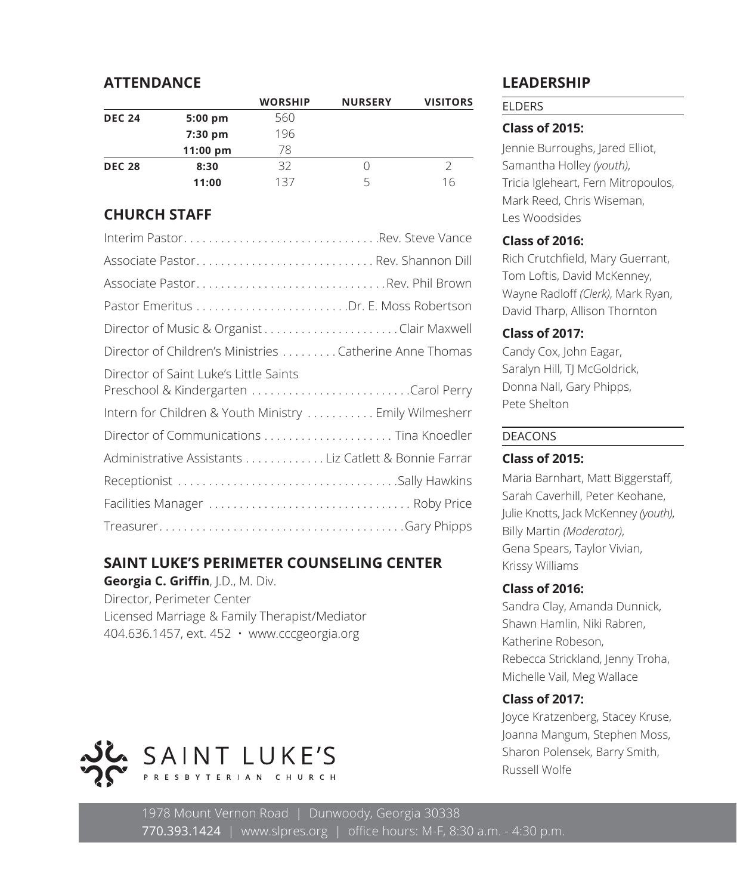## ATTENDANCE

| | | WORSHIP | NURSERY | VISITORS |
|---|---|---|---|---|
| **DEC 24** | **5:00 pm** | 560 | | |
| | **7:30 pm** | 196 | | |
| | **11:00 pm** | 78 | | |
| **DEC 28** | **8:30** | 32 | 0 | 2 |
| | **11:00** | 137 | 5 | 16 |

## CHURCH STAFF

Interim Pastor . . . . . . . . . . . . . . . . . . . . . . . . . . . . . . .Rev. Steve Vance
Associate Pastor . . . . . . . . . . . . . . . . . . . . . . . . . . . . Rev. Shannon Dill
Associate Pastor . . . . . . . . . . . . . . . . . . . . . . . . . . . . . .Rev. Phil Brown
Pastor Emeritus . . . . . . . . . . . . . . . . . . . . . . . . .Dr. E. Moss Robertson
Director of Music & Organist . . . . . . . . . . . . . . . . . . . . . .Clair Maxwell
Director of Children's Ministries . . . . . . . . . Catherine Anne Thomas
Director of Saint Luke's Little Saints
Preschool & Kindergarten . . . . . . . . . . . . . . . . . . . . . . . . .Carol Perry
Intern for Children & Youth Ministry . . . . . . . . . . . Emily Wilmesherr
Director of Communications . . . . . . . . . . . . . . . . . . . . . Tina Knoedler
Administrative Assistants . . . . . . . . . . . . . Liz Catlett & Bonnie Farrar
Receptionist . . . . . . . . . . . . . . . . . . . . . . . . . . . . . . . . . . .Sally Hawkins
Facilities Manager . . . . . . . . . . . . . . . . . . . . . . . . . . . . . . . . Roby Price
Treasurer . . . . . . . . . . . . . . . . . . . . . . . . . . . . . . . . . . . . . . .Gary Phipps

## SAINT LUKE'S PERIMETER COUNSELING CENTER

**Georgia C. Griffin**, J.D., M. Div.
Director, Perimeter Center
Licensed Marriage & Family Therapist/Mediator
404.636.1457, ext. 452 • www.cccgeorgia.org

## LEADERSHIP

ELDERS

**Class of 2015:**
Jennie Burroughs, Jared Elliot, Samantha Holley *(youth)*, Tricia Igleheart, Fern Mitropoulos, Mark Reed, Chris Wiseman, Les Woodsides

**Class of 2016:**
Rich Crutchfield, Mary Guerrant, Tom Loftis, David McKenney, Wayne Radloff *(Clerk)*, Mark Ryan, David Tharp, Allison Thornton

**Class of 2017:**
Candy Cox, John Eagar, Saralyn Hill, TJ McGoldrick, Donna Nall, Gary Phipps, Pete Shelton

DEACONS

**Class of 2015:**
Maria Barnhart, Matt Biggerstaff, Sarah Caverhill, Peter Keohane, Julie Knotts, Jack McKenney *(youth)*, Billy Martin *(Moderator)*, Gena Spears, Taylor Vivian, Krissy Williams

**Class of 2016:**
Sandra Clay, Amanda Dunnick, Shawn Hamlin, Niki Rabren, Katherine Robeson, Rebecca Strickland, Jenny Troha, Michelle Vail, Meg Wallace

**Class of 2017:**
Joyce Kratzenberg, Stacey Kruse, Joanna Mangum, Stephen Moss, Sharon Polensek, Barry Smith, Russell Wolfe

SAINT LUKE'S
PRESBYTERIAN CHURCH

1978 Mount Vernon Road | Dunwoody, Georgia 30338
770.393.1424 | www.slpres.org | office hours: M-F, 8:30 a.m. - 4:30 p.m.